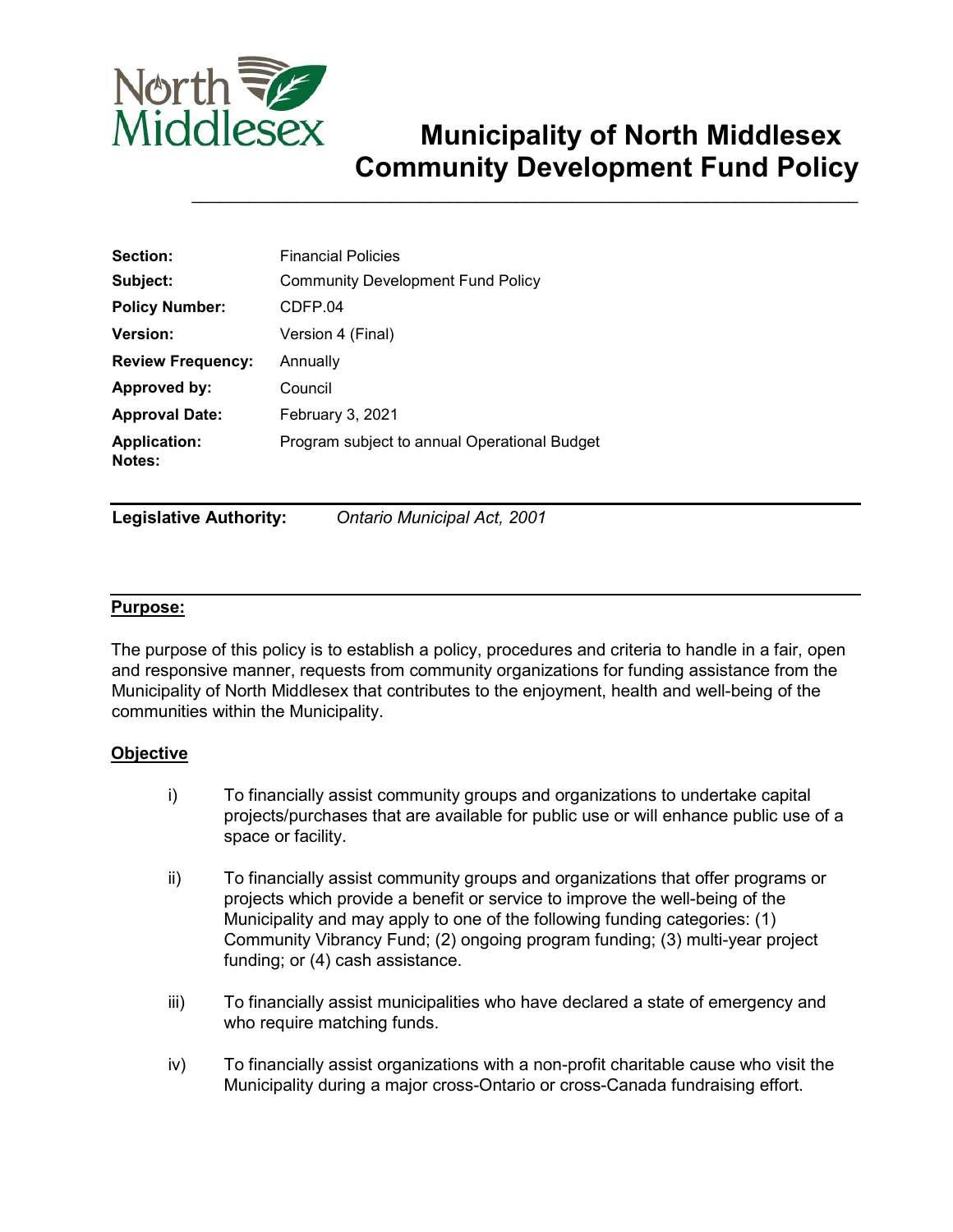# Municipality of North Middlesex Community Development Fund Policy

| | |
|---|---|
| **Section:** | Financial Policies |
| **Subject:** | Community Development Fund Policy |
| **Policy Number:** | CDFP.04 |
| **Version:** | Version 4 (Final) |
| **Review Frequency:** | Annually |
| **Approved by:** | Council |
| **Approval Date:** | February 3, 2021 |
| **Application: Notes:** | Program subject to annual Operational Budget |

**Legislative Authority:** *Ontario Municipal Act, 2001*

## Purpose:

The purpose of this policy is to establish a policy, procedures and criteria to handle in a fair, open and responsive manner, requests from community organizations for funding assistance from the Municipality of North Middlesex that contributes to the enjoyment, health and well-being of the communities within the Municipality.

## Objective

i) To financially assist community groups and organizations to undertake capital projects/purchases that are available for public use or will enhance public use of a space or facility.

ii) To financially assist community groups and organizations that offer programs or projects which provide a benefit or service to improve the well-being of the Municipality and may apply to one of the following funding categories: (1) Community Vibrancy Fund; (2) ongoing program funding; (3) multi-year project funding; or (4) cash assistance.

iii) To financially assist municipalities who have declared a state of emergency and who require matching funds.

iv) To financially assist organizations with a non-profit charitable cause who visit the Municipality during a major cross-Ontario or cross-Canada fundraising effort.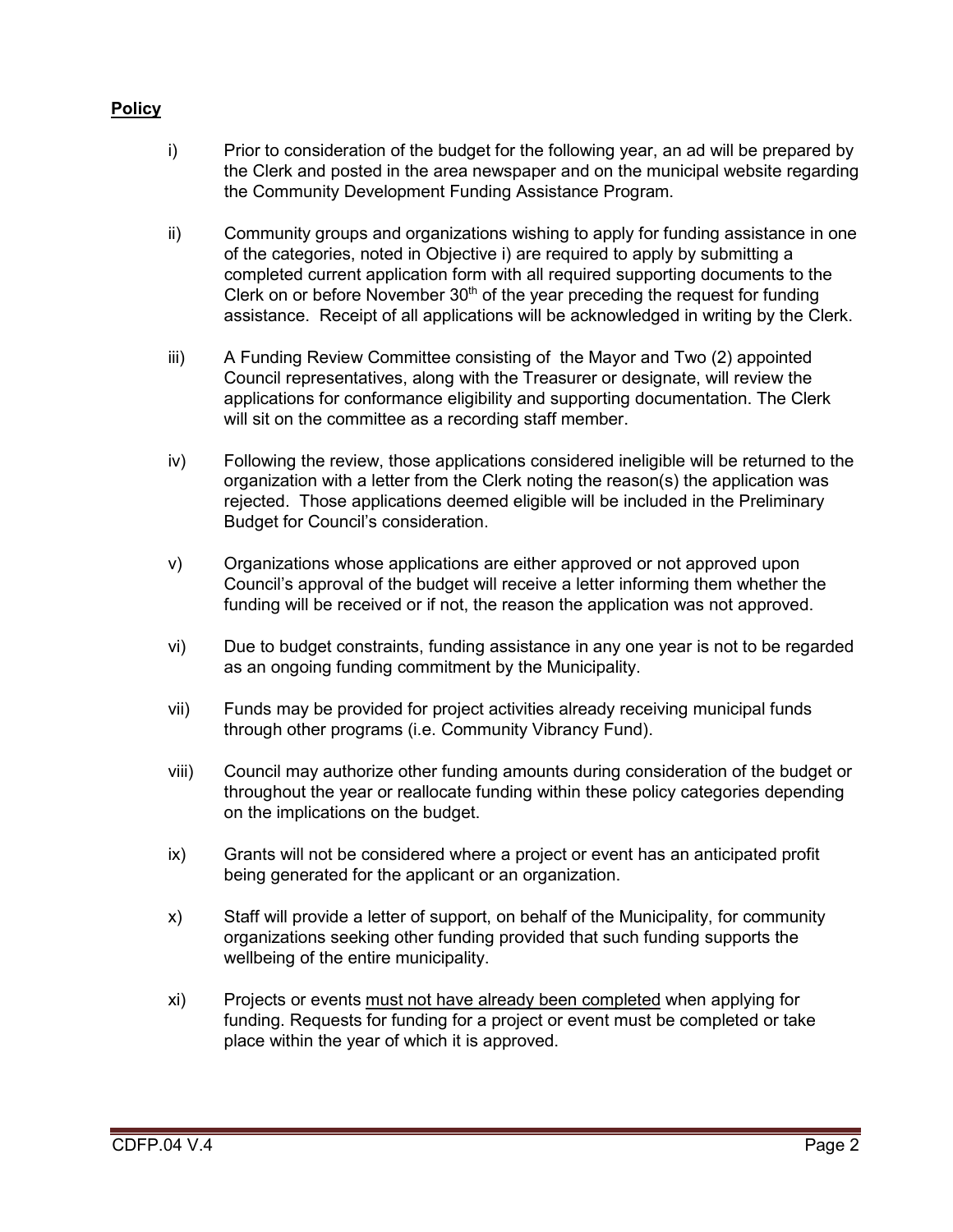**Policy**

i) Prior to consideration of the budget for the following year, an ad will be prepared by the Clerk and posted in the area newspaper and on the municipal website regarding the Community Development Funding Assistance Program.

ii) Community groups and organizations wishing to apply for funding assistance in one of the categories, noted in Objective i) are required to apply by submitting a completed current application form with all required supporting documents to the Clerk on or before November 30th of the year preceding the request for funding assistance. Receipt of all applications will be acknowledged in writing by the Clerk.

iii) A Funding Review Committee consisting of the Mayor and Two (2) appointed Council representatives, along with the Treasurer or designate, will review the applications for conformance eligibility and supporting documentation. The Clerk will sit on the committee as a recording staff member.

iv) Following the review, those applications considered ineligible will be returned to the organization with a letter from the Clerk noting the reason(s) the application was rejected. Those applications deemed eligible will be included in the Preliminary Budget for Council's consideration.

v) Organizations whose applications are either approved or not approved upon Council's approval of the budget will receive a letter informing them whether the funding will be received or if not, the reason the application was not approved.

vi) Due to budget constraints, funding assistance in any one year is not to be regarded as an ongoing funding commitment by the Municipality.

vii) Funds may be provided for project activities already receiving municipal funds through other programs (i.e. Community Vibrancy Fund).

viii) Council may authorize other funding amounts during consideration of the budget or throughout the year or reallocate funding within these policy categories depending on the implications on the budget.

ix) Grants will not be considered where a project or event has an anticipated profit being generated for the applicant or an organization.

x) Staff will provide a letter of support, on behalf of the Municipality, for community organizations seeking other funding provided that such funding supports the wellbeing of the entire municipality.

xi) Projects or events <u>must not have already been completed</u> when applying for funding. Requests for funding for a project or event must be completed or take place within the year of which it is approved.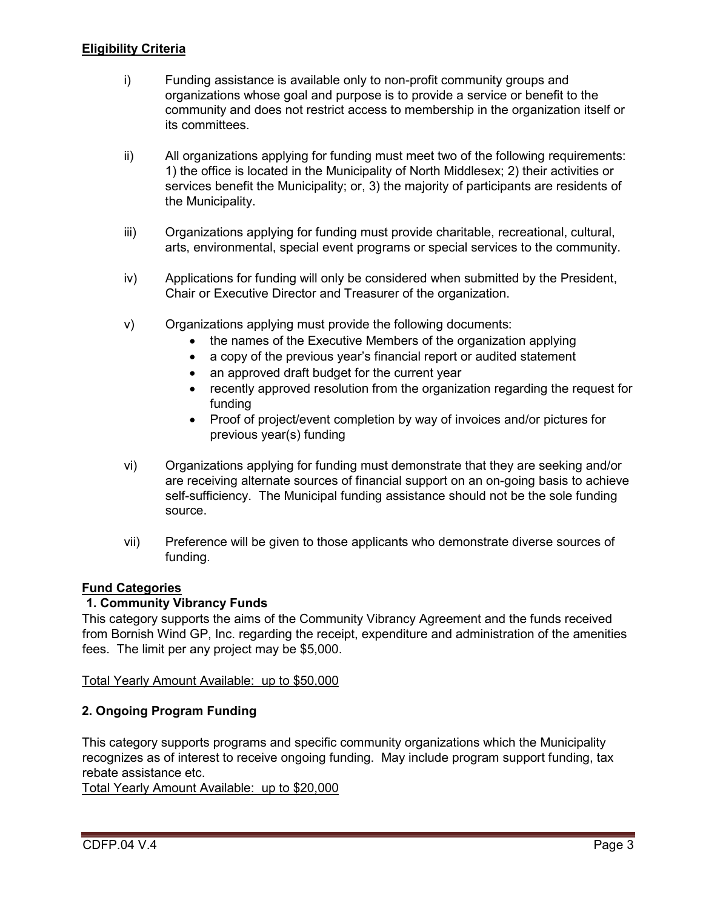**Eligibility Criteria**

i) Funding assistance is available only to non-profit community groups and organizations whose goal and purpose is to provide a service or benefit to the community and does not restrict access to membership in the organization itself or its committees.

ii) All organizations applying for funding must meet two of the following requirements: 1) the office is located in the Municipality of North Middlesex; 2) their activities or services benefit the Municipality; or, 3) the majority of participants are residents of the Municipality.

iii) Organizations applying for funding must provide charitable, recreational, cultural, arts, environmental, special event programs or special services to the community.

iv) Applications for funding will only be considered when submitted by the President, Chair or Executive Director and Treasurer of the organization.

v) Organizations applying must provide the following documents:
- the names of the Executive Members of the organization applying
- a copy of the previous year's financial report or audited statement
- an approved draft budget for the current year
- recently approved resolution from the organization regarding the request for funding
- Proof of project/event completion by way of invoices and/or pictures for previous year(s) funding

vi) Organizations applying for funding must demonstrate that they are seeking and/or are receiving alternate sources of financial support on an on-going basis to achieve self-sufficiency. The Municipal funding assistance should not be the sole funding source.

vii) Preference will be given to those applicants who demonstrate diverse sources of funding.

**Fund Categories**

**1. Community Vibrancy Funds**

This category supports the aims of the Community Vibrancy Agreement and the funds received from Bornish Wind GP, Inc. regarding the receipt, expenditure and administration of the amenities fees. The limit per any project may be $5,000.

Total Yearly Amount Available: up to $50,000

**2. Ongoing Program Funding**

This category supports programs and specific community organizations which the Municipality recognizes as of interest to receive ongoing funding. May include program support funding, tax rebate assistance etc.

Total Yearly Amount Available: up to $20,000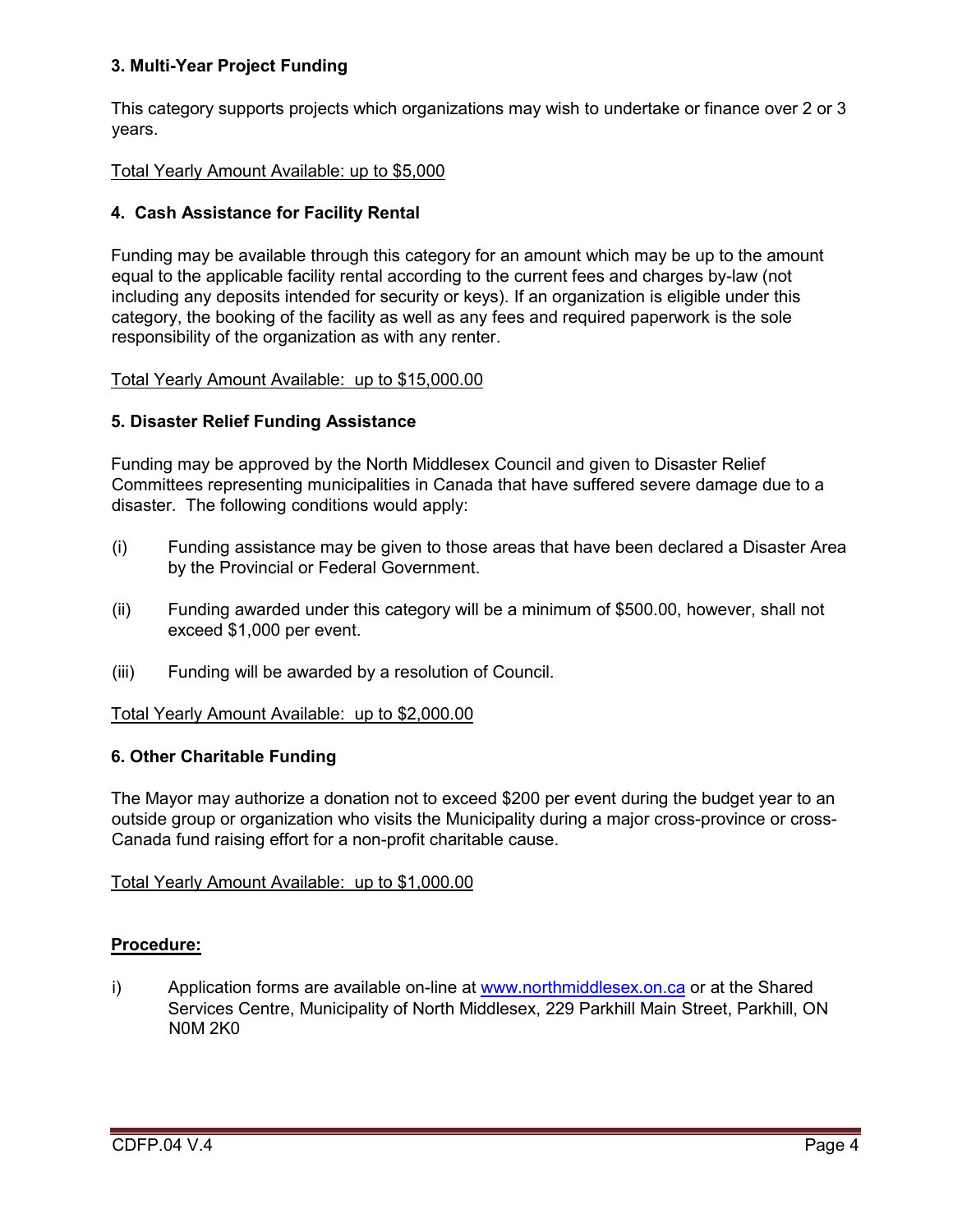**3. Multi-Year Project Funding**

This category supports projects which organizations may wish to undertake or finance over 2 or 3 years.

<u>Total Yearly Amount Available: up to $5,000</u>

**4. Cash Assistance for Facility Rental**

Funding may be available through this category for an amount which may be up to the amount equal to the applicable facility rental according to the current fees and charges by-law (not including any deposits intended for security or keys). If an organization is eligible under this category, the booking of the facility as well as any fees and required paperwork is the sole responsibility of the organization as with any renter.

<u>Total Yearly Amount Available: up to $15,000.00</u>

**5. Disaster Relief Funding Assistance**

Funding may be approved by the North Middlesex Council and given to Disaster Relief Committees representing municipalities in Canada that have suffered severe damage due to a disaster. The following conditions would apply:

(i) Funding assistance may be given to those areas that have been declared a Disaster Area by the Provincial or Federal Government.

(ii) Funding awarded under this category will be a minimum of $500.00, however, shall not exceed $1,000 per event.

(iii) Funding will be awarded by a resolution of Council.

<u>Total Yearly Amount Available: up to $2,000.00</u>

**6. Other Charitable Funding**

The Mayor may authorize a donation not to exceed $200 per event during the budget year to an outside group or organization who visits the Municipality during a major cross-province or cross-Canada fund raising effort for a non-profit charitable cause.

<u>Total Yearly Amount Available: up to $1,000.00</u>

**<u>Procedure:</u>**

i) Application forms are available on-line at www.northmiddlesex.on.ca or at the Shared Services Centre, Municipality of North Middlesex, 229 Parkhill Main Street, Parkhill, ON N0M 2K0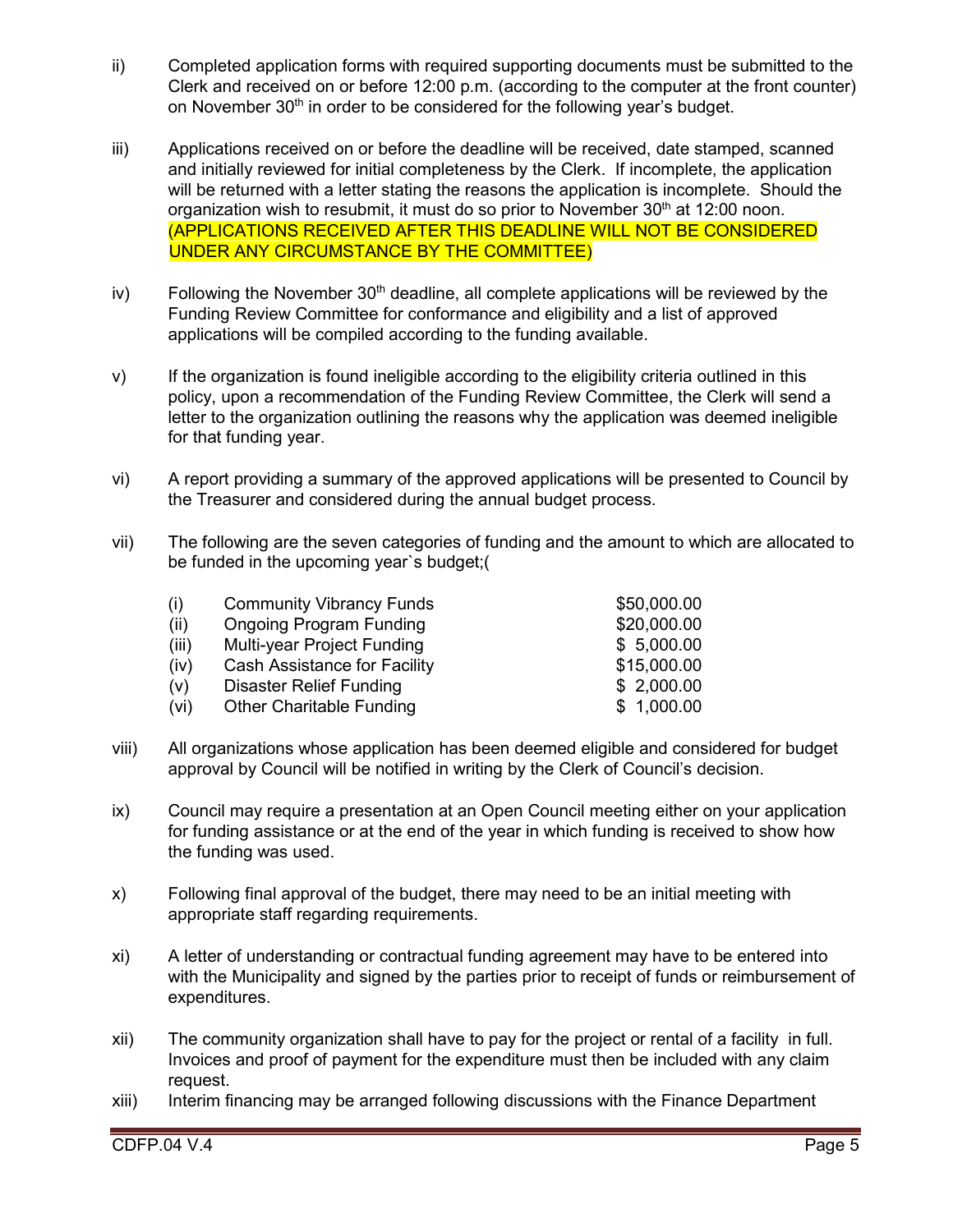ii) Completed application forms with required supporting documents must be submitted to the Clerk and received on or before 12:00 p.m. (according to the computer at the front counter) on November 30[th] in order to be considered for the following year's budget.

iii) Applications received on or before the deadline will be received, date stamped, scanned and initially reviewed for initial completeness by the Clerk. If incomplete, the application will be returned with a letter stating the reasons the application is incomplete. Should the organization wish to resubmit, it must do so prior to November 30[th] at 12:00 noon. (APPLICATIONS RECEIVED AFTER THIS DEADLINE WILL NOT BE CONSIDERED UNDER ANY CIRCUMSTANCE BY THE COMMITTEE)

iv) Following the November 30[th] deadline, all complete applications will be reviewed by the Funding Review Committee for conformance and eligibility and a list of approved applications will be compiled according to the funding available.

v) If the organization is found ineligible according to the eligibility criteria outlined in this policy, upon a recommendation of the Funding Review Committee, the Clerk will send a letter to the organization outlining the reasons why the application was deemed ineligible for that funding year.

vi) A report providing a summary of the approved applications will be presented to Council by the Treasurer and considered during the annual budget process.

vii) The following are the seven categories of funding and the amount to which are allocated to be funded in the upcoming year`s budget;(

| | | |
|---|---|---|
| (i) | Community Vibrancy Funds | $50,000.00 |
| (ii) | Ongoing Program Funding | $20,000.00 |
| (iii) | Multi-year Project Funding | $ 5,000.00 |
| (iv) | Cash Assistance for Facility | $15,000.00 |
| (v) | Disaster Relief Funding | $ 2,000.00 |
| (vi) | Other Charitable Funding | $ 1,000.00 |

viii) All organizations whose application has been deemed eligible and considered for budget approval by Council will be notified in writing by the Clerk of Council's decision.

ix) Council may require a presentation at an Open Council meeting either on your application for funding assistance or at the end of the year in which funding is received to show how the funding was used.

x) Following final approval of the budget, there may need to be an initial meeting with appropriate staff regarding requirements.

xi) A letter of understanding or contractual funding agreement may have to be entered into with the Municipality and signed by the parties prior to receipt of funds or reimbursement of expenditures.

xii) The community organization shall have to pay for the project or rental of a facility in full. Invoices and proof of payment for the expenditure must then be included with any claim request.

xiii) Interim financing may be arranged following discussions with the Finance Department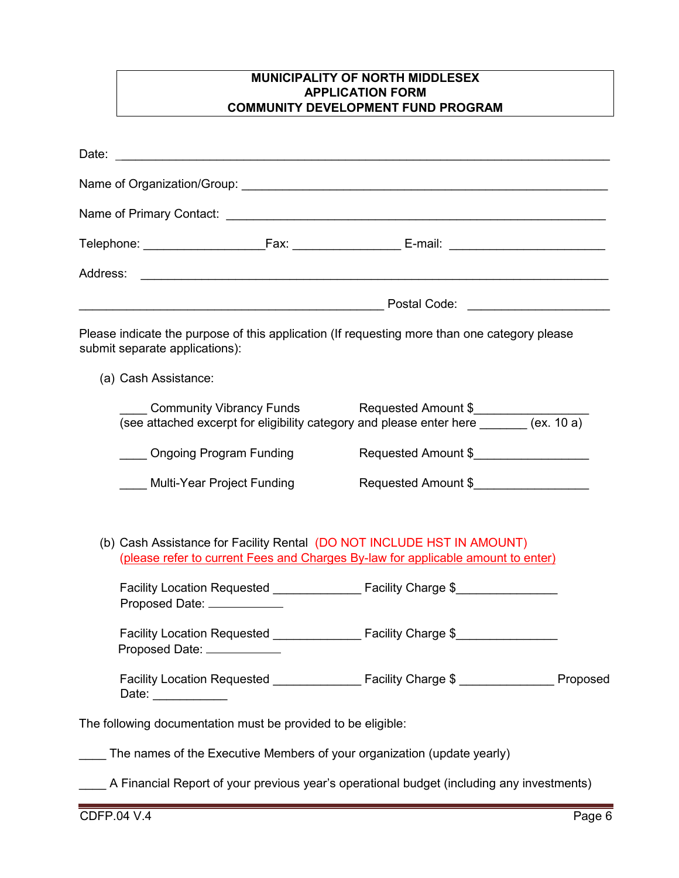**MUNICIPALITY OF NORTH MIDDLESEX**
**APPLICATION FORM**
**COMMUNITY DEVELOPMENT FUND PROGRAM**

Date: ___________________________________________________________________

Name of Organization/Group: _______________________________________________

Name of Primary Contact: __________________________________________________

Telephone: _________________Fax: _______________ E-mail: ______________________

Address: ________________________________________________________________

__________________________________________ Postal Code: ____________________

Please indicate the purpose of this application (If requesting more than one category please submit separate applications):

(a) Cash Assistance:

____ Community Vibrancy Funds Requested Amount $________________
(see attached excerpt for eligibility category and please enter here _______ (ex. 10 a)

____ Ongoing Program Funding Requested Amount $________________

____ Multi-Year Project Funding Requested Amount $________________

(b) Cash Assistance for Facility Rental (DO NOT INCLUDE HST IN AMOUNT)
(please refer to current Fees and Charges By-law for applicable amount to enter)

Facility Location Requested _____________ Facility Charge $_______________
Proposed Date: ___________

Facility Location Requested _____________ Facility Charge $_______________
Proposed Date: ___________

Facility Location Requested _____________ Facility Charge $ ______________ Proposed Date: ___________

The following documentation must be provided to be eligible:

____ The names of the Executive Members of your organization (update yearly)

____ A Financial Report of your previous year's operational budget (including any investments)

CDFP.04 V.4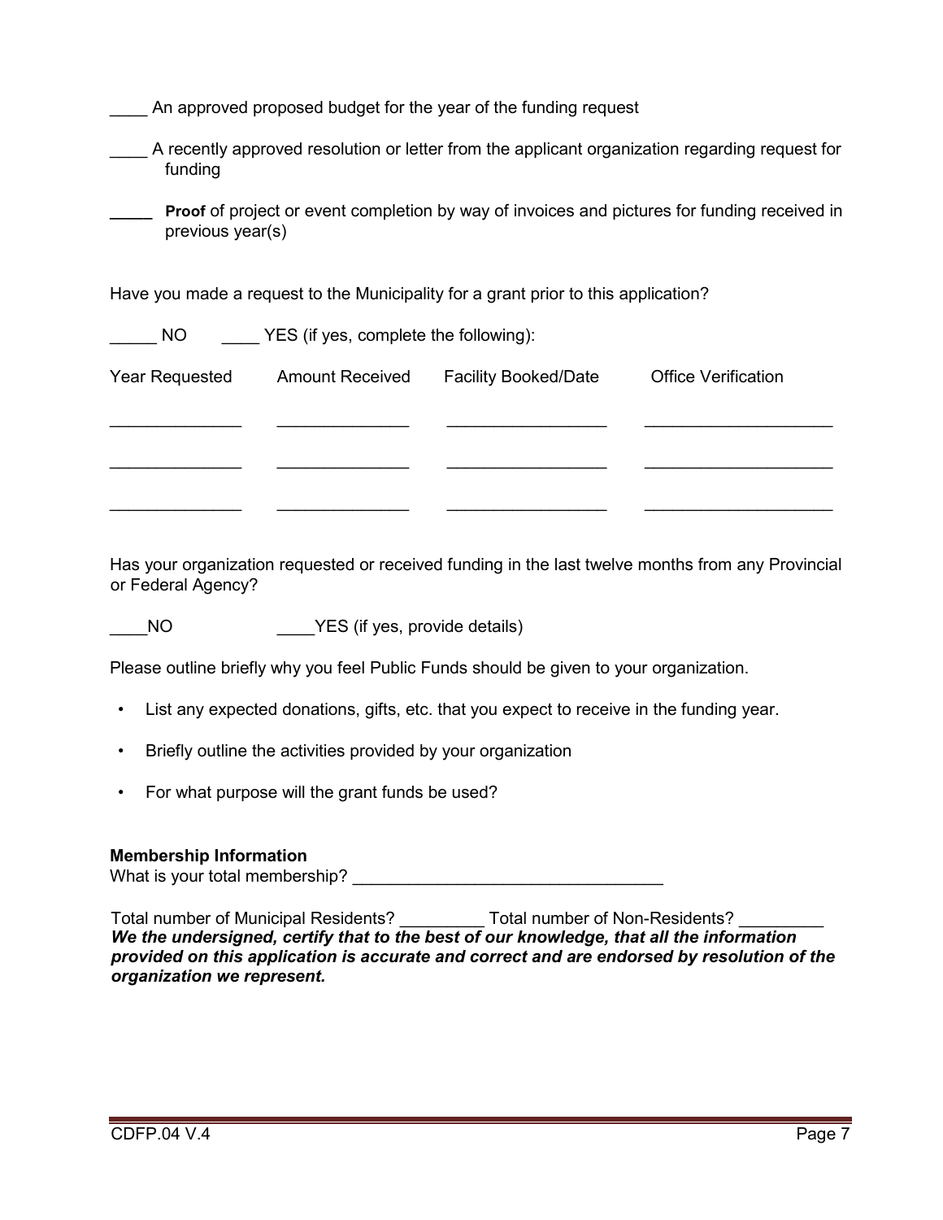____ An approved proposed budget for the year of the funding request

____ A recently approved resolution or letter from the applicant organization regarding request for funding

_____ **Proof** of project or event completion by way of invoices and pictures for funding received in previous year(s)

Have you made a request to the Municipality for a grant prior to this application?

_____ NO     ____ YES (if yes, complete the following):

| Year Requested | Amount Received | Facility Booked/Date | Office Verification |
|---|---|---|---|
| ______________ | ______________ | _________________ | ____________________ |
| ______________ | ______________ | _________________ | ____________________ |
| ______________ | ______________ | _________________ | ____________________ |

Has your organization requested or received funding in the last twelve months from any Provincial or Federal Agency?

____NO     ____YES (if yes, provide details)

Please outline briefly why you feel Public Funds should be given to your organization.

- List any expected donations, gifts, etc. that you expect to receive in the funding year.
- Briefly outline the activities provided by your organization
- For what purpose will the grant funds be used?

**Membership Information**
What is your total membership? _________________________________

Total number of Municipal Residents? _________ Total number of Non-Residents? _________

***We the undersigned, certify that to the best of our knowledge, that all the information provided on this application is accurate and correct and are endorsed by resolution of the organization we represent.***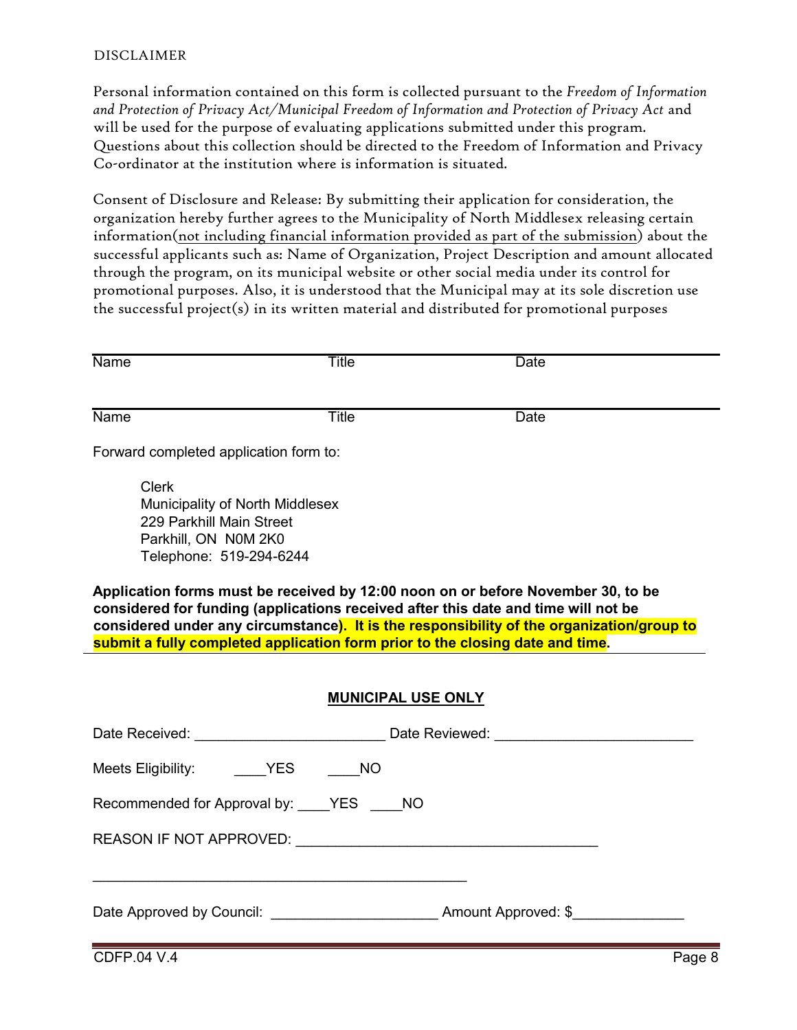DISCLAIMER

Personal information contained on this form is collected pursuant to the *Freedom of Information and Protection of Privacy Act/Municipal Freedom of Information and Protection of Privacy Act* and will be used for the purpose of evaluating applications submitted under this program. Questions about this collection should be directed to the Freedom of Information and Privacy Co-ordinator at the institution where is information is situated.

Consent of Disclosure and Release: By submitting their application for consideration, the organization hereby further agrees to the Municipality of North Middlesex releasing certain information(not including financial information provided as part of the submission) about the successful applicants such as: Name of Organization, Project Description and amount allocated through the program, on its municipal website or other social media under its control for promotional purposes. Also, it is understood that the Municipal may at its sole discretion use the successful project(s) in its written material and distributed for promotional purposes

Name Title Date

Name Title Date

Forward completed application form to:

Clerk
Municipality of North Middlesex
229 Parkhill Main Street
Parkhill, ON N0M 2K0
Telephone: 519-294-6244

**Application forms must be received by 12:00 noon on or before November 30, to be considered for funding (applications received after this date and time will not be considered under any circumstance). It is the responsibility of the organization/group to submit a fully completed application form prior to the closing date and time.**

**MUNICIPAL USE ONLY**

Date Received: ________________________ Date Reviewed: ________________________

Meets Eligibility: ____YES ____NO

Recommended for Approval by: ____YES ____NO

REASON IF NOT APPROVED: ______________________________________

________________________________________________

Date Approved by Council: _____________________ Amount Approved: $______________

CDFP.04 V.4